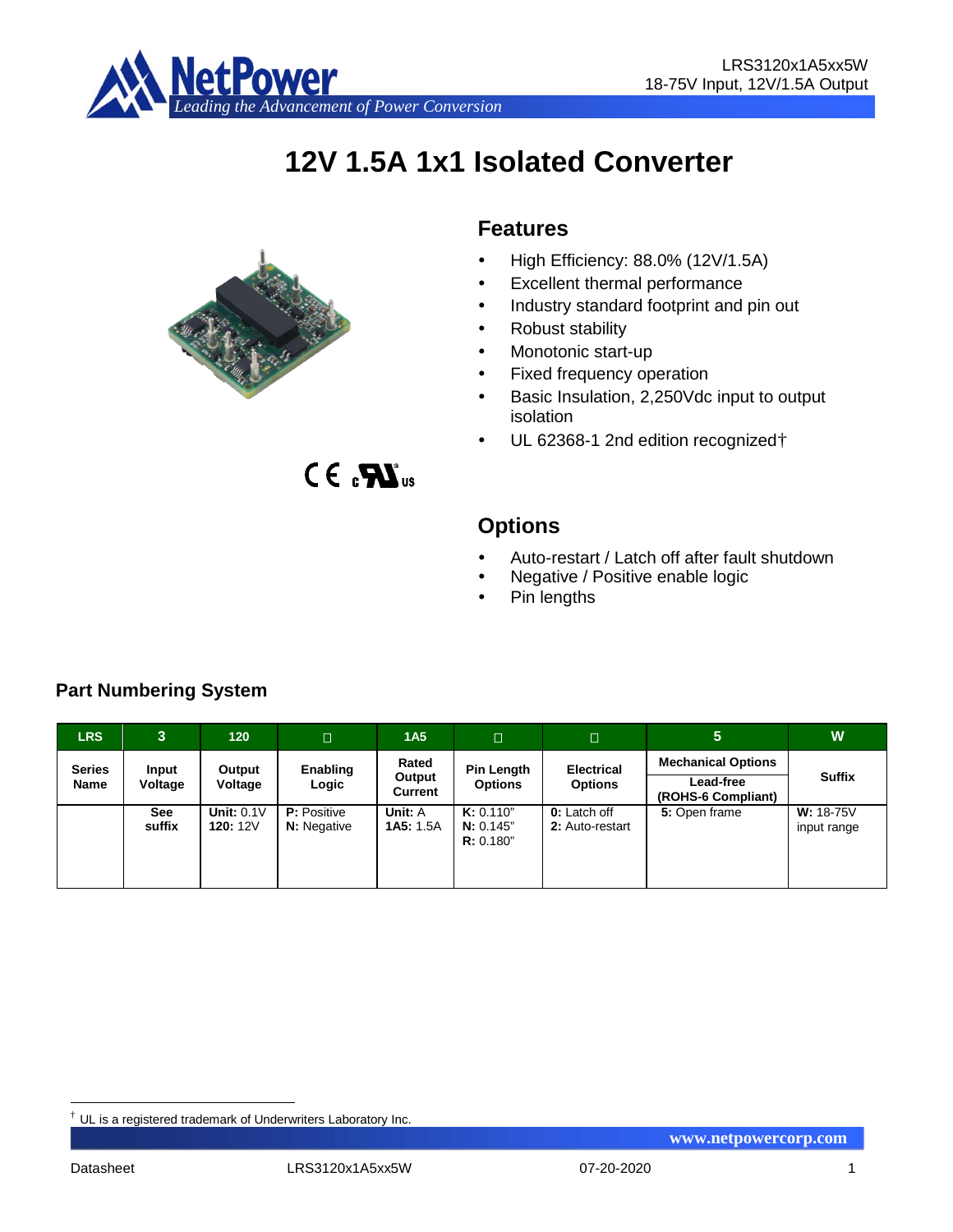# 12V 1.5A 1x1 Isolated Converter

## Features

- High Efficiency: 88.0% (12V/1.5A)
- Excellent thermal performance
- Industry standard footprint and pin out
- Robust stability
- Monotonic start-up
- Fixed frequency operation
- Basic Insulation, 2,250Vdc input to output isolation
- UL 62368-1 2nd edition recognized†

## Options

- Auto-restart / Latch off after fault shutdown
- Negative / Positive enable logic
- Pin lengths

## Part Numbering System

| LRS | 3 | 120 | □ | 1A5 | □ | □ | 5 | W |
|---|---|---|---|---|---|---|---|---|
| Series Name | Input Voltage | Output Voltage | Enabling Logic | Rated Output Current | Pin Length Options | Electrical Options | Mechanical Options<br>Lead-free (ROHS-6 Compliant) | Suffix |
| | See suffix | **Unit:** 0.1V<br>**120:** 12V | **P:** Positive<br>**N:** Negative | **Unit:** A<br>**1A5:** 1.5A | **K:** 0.110"<br>**N:** 0.145"<br>**R:** 0.180" | **0:** Latch off<br>**2:** Auto-restart | **5:** Open frame | **W:** 18-75V input range |

† UL is a registered trademark of Underwriters Laboratory Inc.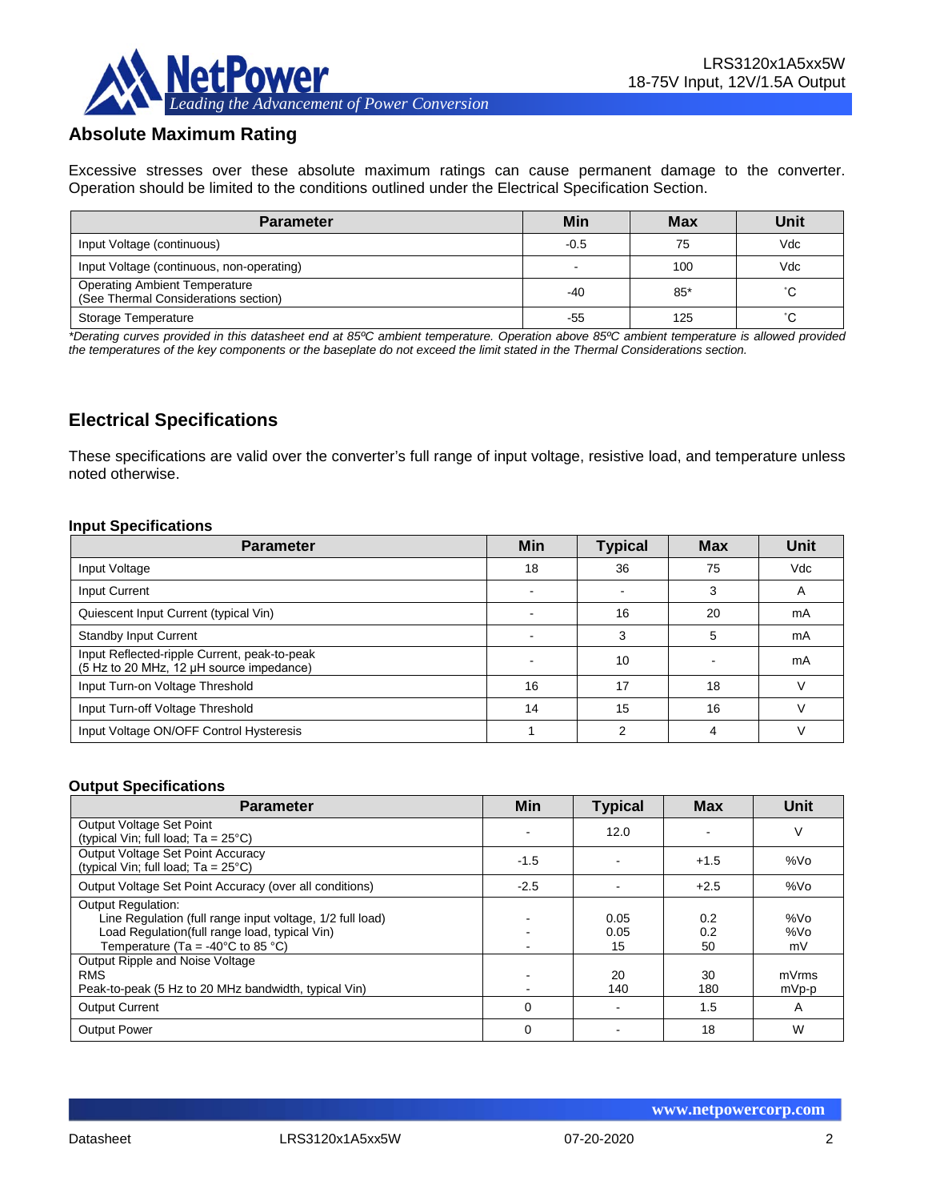## Absolute Maximum Rating

Excessive stresses over these absolute maximum ratings can cause permanent damage to the converter. Operation should be limited to the conditions outlined under the Electrical Specification Section.

| Parameter | Min | Max | Unit |
|---|---|---|---|
| Input Voltage (continuous) | -0.5 | 75 | Vdc |
| Input Voltage (continuous, non-operating) | - | 100 | Vdc |
| Operating Ambient Temperature (See Thermal Considerations section) | -40 | 85* | ˚C |
| Storage Temperature | -55 | 125 | ˚C |

*\*Derating curves provided in this datasheet end at 85ºC ambient temperature. Operation above 85ºC ambient temperature is allowed provided the temperatures of the key components or the baseplate do not exceed the limit stated in the Thermal Considerations section.*

## Electrical Specifications

These specifications are valid over the converter's full range of input voltage, resistive load, and temperature unless noted otherwise.

### Input Specifications

| Parameter | Min | Typical | Max | Unit |
|---|---|---|---|---|
| Input Voltage | 18 | 36 | 75 | Vdc |
| Input Current | - | - | 3 | A |
| Quiescent Input Current (typical Vin) | - | 16 | 20 | mA |
| Standby Input Current | - | 3 | 5 | mA |
| Input Reflected-ripple Current, peak-to-peak (5 Hz to 20 MHz, 12 µH source impedance) | - | 10 | - | mA |
| Input Turn-on Voltage Threshold | 16 | 17 | 18 | V |
| Input Turn-off Voltage Threshold | 14 | 15 | 16 | V |
| Input Voltage ON/OFF Control Hysteresis | 1 | 2 | 4 | V |

### Output Specifications

| Parameter | Min | Typical | Max | Unit |
|---|---|---|---|---|
| Output Voltage Set Point (typical Vin; full load; Ta = 25°C) | - | 12.0 | - | V |
| Output Voltage Set Point Accuracy (typical Vin; full load; Ta = 25°C) | -1.5 | - | +1.5 | %Vo |
| Output Voltage Set Point Accuracy (over all conditions) | -2.5 | - | +2.5 | %Vo |
| Output Regulation: | | | | |
| Line Regulation (full range input voltage, 1/2 full load) | - | 0.05 | 0.2 | %Vo |
| Load Regulation(full range load, typical Vin) | - | 0.05 | 0.2 | %Vo |
| Temperature (Ta = -40°C to 85 °C) | - | 15 | 50 | mV |
| Output Ripple and Noise Voltage | | | | |
| RMS | - | 20 | 30 | mVrms |
| Peak-to-peak (5 Hz to 20 MHz bandwidth, typical Vin) | - | 140 | 180 | mVp-p |
| Output Current | 0 | - | 1.5 | A |
| Output Power | 0 | - | 18 | W |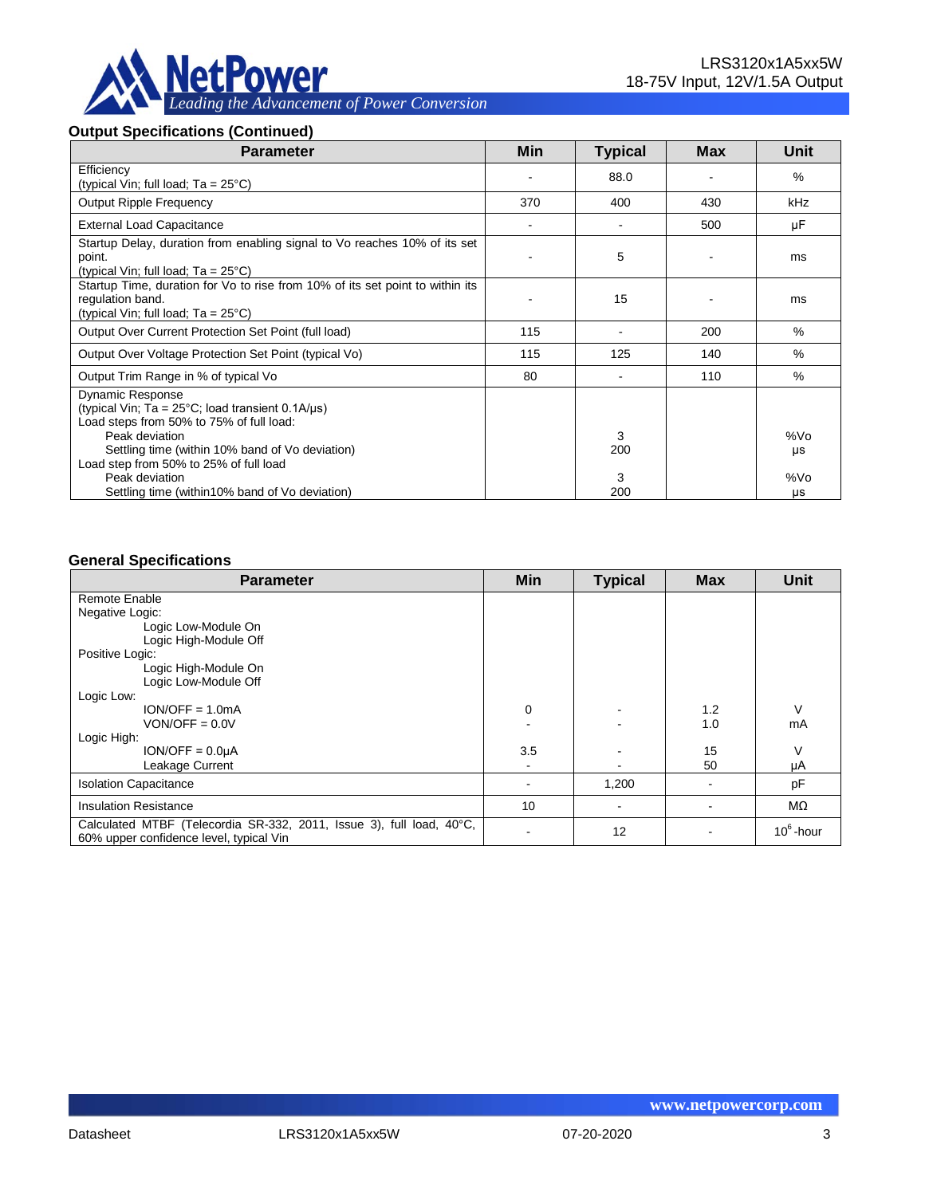## Output Specifications (Continued)

| Parameter | Min | Typical | Max | Unit |
|---|---|---|---|---|
| Efficiency<br>(typical Vin; full load; Ta = 25°C) | - | 88.0 | - | % |
| Output Ripple Frequency | 370 | 400 | 430 | kHz |
| External Load Capacitance | - | - | 500 | µF |
| Startup Delay, duration from enabling signal to Vo reaches 10% of its set point.<br>(typical Vin; full load; Ta = 25°C) | - | 5 | - | ms |
| Startup Time, duration for Vo to rise from 10% of its set point to within its regulation band.<br>(typical Vin; full load; Ta = 25°C) | - | 15 | - | ms |
| Output Over Current Protection Set Point (full load) | 115 | - | 200 | % |
| Output Over Voltage Protection Set Point (typical Vo) | 115 | 125 | 140 | % |
| Output Trim Range in % of typical Vo | 80 | - | 110 | % |
| Dynamic Response<br>(typical Vin; Ta = 25°C; load transient 0.1A/µs)<br>Load steps from 50% to 75% of full load:<br>Peak deviation<br>Settling time (within 10% band of Vo deviation)<br>Load step from 50% to 25% of full load<br>Peak deviation<br>Settling time (within10% band of Vo deviation) | | <br><br><br>3<br>200<br><br>3<br>200 | | <br><br><br>%Vo<br>µs<br><br>%Vo<br>µs |

## General Specifications

| Parameter | Min | Typical | Max | Unit |
|---|---|---|---|---|
| Remote Enable<br>Negative Logic:<br>Logic Low-Module On<br>Logic High-Module Off<br>Positive Logic:<br>Logic High-Module On<br>Logic Low-Module Off<br>Logic Low:<br>ION/OFF = 1.0mA<br>VON/OFF = 0.0V<br>Logic High:<br>ION/OFF = 0.0µA<br>Leakage Current | <br><br><br><br><br><br><br><br>0<br>-<br><br>3.5<br>- | <br><br><br><br><br><br><br><br>-<br>-<br><br>-<br>- | <br><br><br><br><br><br><br><br>1.2<br>1.0<br><br>15<br>50 | <br><br><br><br><br><br><br><br>V<br>mA<br><br>V<br>µA |
| Isolation Capacitance | - | 1,200 | - | pF |
| Insulation Resistance | 10 | - | - | MΩ |
| Calculated MTBF (Telecordia SR-332, 2011, Issue 3), full load, 40°C, 60% upper confidence level, typical Vin | - | 12 | - | $10^6$-hour |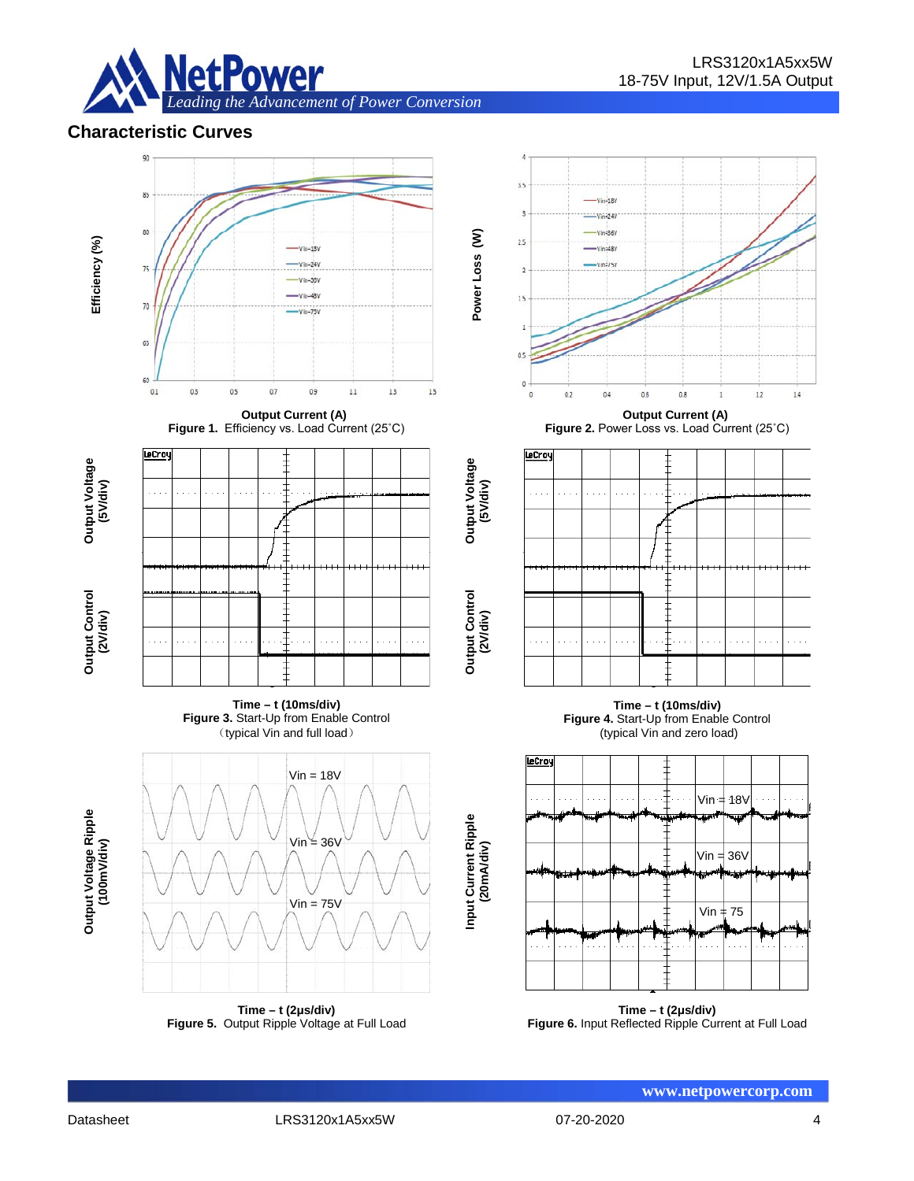## Characteristic Curves

Output Current (A)
**Figure 1.** Efficiency vs. Load Current (25˚C)

Output Current (A)
**Figure 2.** Power Loss vs. Load Current (25˚C)

**Time – t (10ms/div)**
**Figure 3.** Start-Up from Enable Control
（typical Vin and full load）

**Time – t (10ms/div)**
**Figure 4.** Start-Up from Enable Control
(typical Vin and zero load)

**Time – t (2μs/div)**
**Figure 5.** Output Ripple Voltage at Full Load

**Time – t (2μs/div)**
**Figure 6.** Input Reflected Ripple Current at Full Load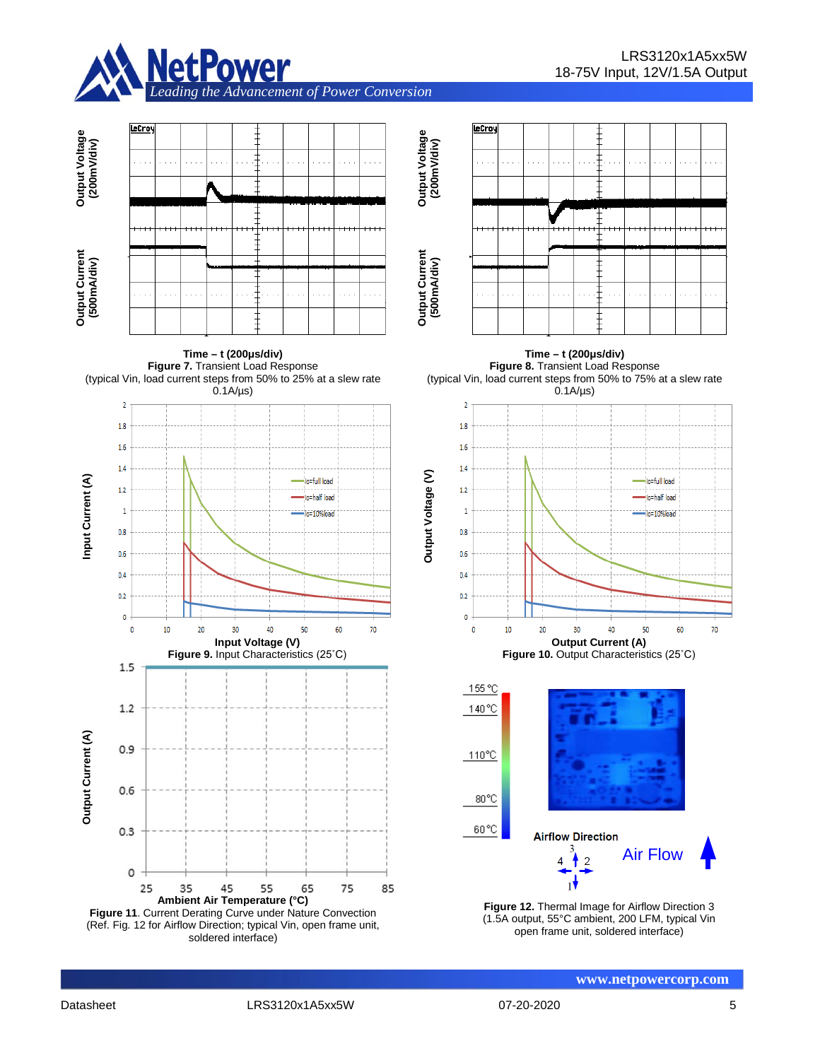Time – t (200μs/div)

**Figure 7.** Transient Load Response
(typical Vin, load current steps from 50% to 25% at a slew rate 0.1A/μs)

Time – t (200μs/div)

**Figure 8.** Transient Load Response
(typical Vin, load current steps from 50% to 75% at a slew rate 0.1A/μs)

**Figure 9.** Input Characteristics (25˚C)

**Figure 10.** Output Characteristics (25˚C)

**Figure 11**. Current Derating Curve under Nature Convection
(Ref. Fig. 12 for Airflow Direction; typical Vin, open frame unit, soldered interface)

**Figure 12.** Thermal Image for Airflow Direction 3
(1.5A output, 55°C ambient, 200 LFM, typical Vin open frame unit, soldered interface)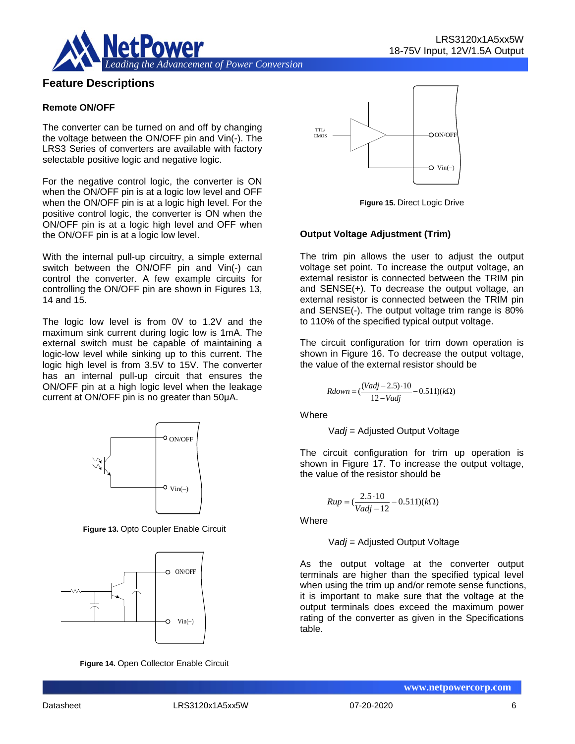## Feature Descriptions

### Remote ON/OFF

The converter can be turned on and off by changing the voltage between the ON/OFF pin and Vin(-). The LRS3 Series of converters are available with factory selectable positive logic and negative logic.

For the negative control logic, the converter is ON when the ON/OFF pin is at a logic low level and OFF when the ON/OFF pin is at a logic high level. For the positive control logic, the converter is ON when the ON/OFF pin is at a logic high level and OFF when the ON/OFF pin is at a logic low level.

With the internal pull-up circuitry, a simple external switch between the ON/OFF pin and Vin(-) can control the converter. A few example circuits for controlling the ON/OFF pin are shown in Figures 13, 14 and 15.

The logic low level is from 0V to 1.2V and the maximum sink current during logic low is 1mA. The external switch must be capable of maintaining a logic-low level while sinking up to this current. The logic high level is from 3.5V to 15V. The converter has an internal pull-up circuit that ensures the ON/OFF pin at a high logic level when the leakage current at ON/OFF pin is no greater than 50µA.

**Figure 13.** Opto Coupler Enable Circuit

**Figure 14.** Open Collector Enable Circuit

**Figure 15.** Direct Logic Drive

### Output Voltage Adjustment (Trim)

The trim pin allows the user to adjust the output voltage set point. To increase the output voltage, an external resistor is connected between the TRIM pin and SENSE(+). To decrease the output voltage, an external resistor is connected between the TRIM pin and SENSE(-). The output voltage trim range is 80% to 110% of the specified typical output voltage.

The circuit configuration for trim down operation is shown in Figure 16. To decrease the output voltage, the value of the external resistor should be

$$Rdown = \left(\frac{(Vadj - 2.5)\cdot 10}{12 - Vadj} - 0.511\right)(k\Omega)$$

Where

$Vadj$ = Adjusted Output Voltage

The circuit configuration for trim up operation is shown in Figure 17. To increase the output voltage, the value of the resistor should be

$$Rup = \left(\frac{2.5\cdot 10}{Vadj - 12} - 0.511\right)(k\Omega)$$

Where

$Vadj$ = Adjusted Output Voltage

As the output voltage at the converter output terminals are higher than the specified typical level when using the trim up and/or remote sense functions, it is important to make sure that the voltage at the output terminals does exceed the maximum power rating of the converter as given in the Specifications table.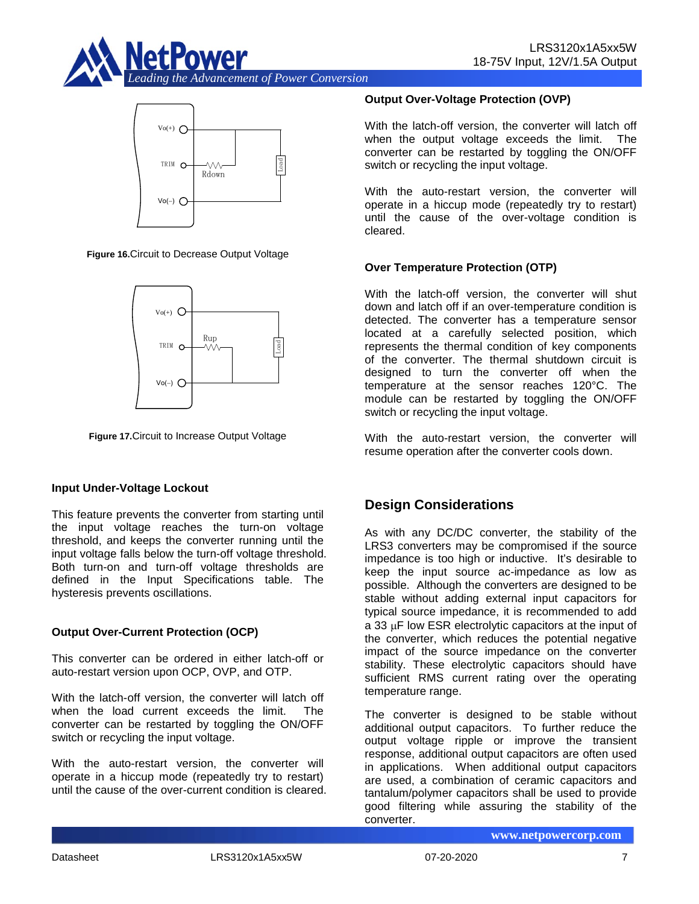**Figure 16.** Circuit to Decrease Output Voltage

**Figure 17.** Circuit to Increase Output Voltage

### Input Under-Voltage Lockout

This feature prevents the converter from starting until the input voltage reaches the turn-on voltage threshold, and keeps the converter running until the input voltage falls below the turn-off voltage threshold. Both turn-on and turn-off voltage thresholds are defined in the Input Specifications table. The hysteresis prevents oscillations.

### Output Over-Current Protection (OCP)

This converter can be ordered in either latch-off or auto-restart version upon OCP, OVP, and OTP.

With the latch-off version, the converter will latch off when the load current exceeds the limit. The converter can be restarted by toggling the ON/OFF switch or recycling the input voltage.

With the auto-restart version, the converter will operate in a hiccup mode (repeatedly try to restart) until the cause of the over-current condition is cleared.

### Output Over-Voltage Protection (OVP)

With the latch-off version, the converter will latch off when the output voltage exceeds the limit. The converter can be restarted by toggling the ON/OFF switch or recycling the input voltage.

With the auto-restart version, the converter will operate in a hiccup mode (repeatedly try to restart) until the cause of the over-voltage condition is cleared.

### Over Temperature Protection (OTP)

With the latch-off version, the converter will shut down and latch off if an over-temperature condition is detected. The converter has a temperature sensor located at a carefully selected position, which represents the thermal condition of key components of the converter. The thermal shutdown circuit is designed to turn the converter off when the temperature at the sensor reaches 120°C. The module can be restarted by toggling the ON/OFF switch or recycling the input voltage.

With the auto-restart version, the converter will resume operation after the converter cools down.

## Design Considerations

As with any DC/DC converter, the stability of the LRS3 converters may be compromised if the source impedance is too high or inductive. It's desirable to keep the input source ac-impedance as low as possible. Although the converters are designed to be stable without adding external input capacitors for typical source impedance, it is recommended to add a 33 μF low ESR electrolytic capacitors at the input of the converter, which reduces the potential negative impact of the source impedance on the converter stability. These electrolytic capacitors should have sufficient RMS current rating over the operating temperature range.

The converter is designed to be stable without additional output capacitors. To further reduce the output voltage ripple or improve the transient response, additional output capacitors are often used in applications. When additional output capacitors are used, a combination of ceramic capacitors and tantalum/polymer capacitors shall be used to provide good filtering while assuring the stability of the converter.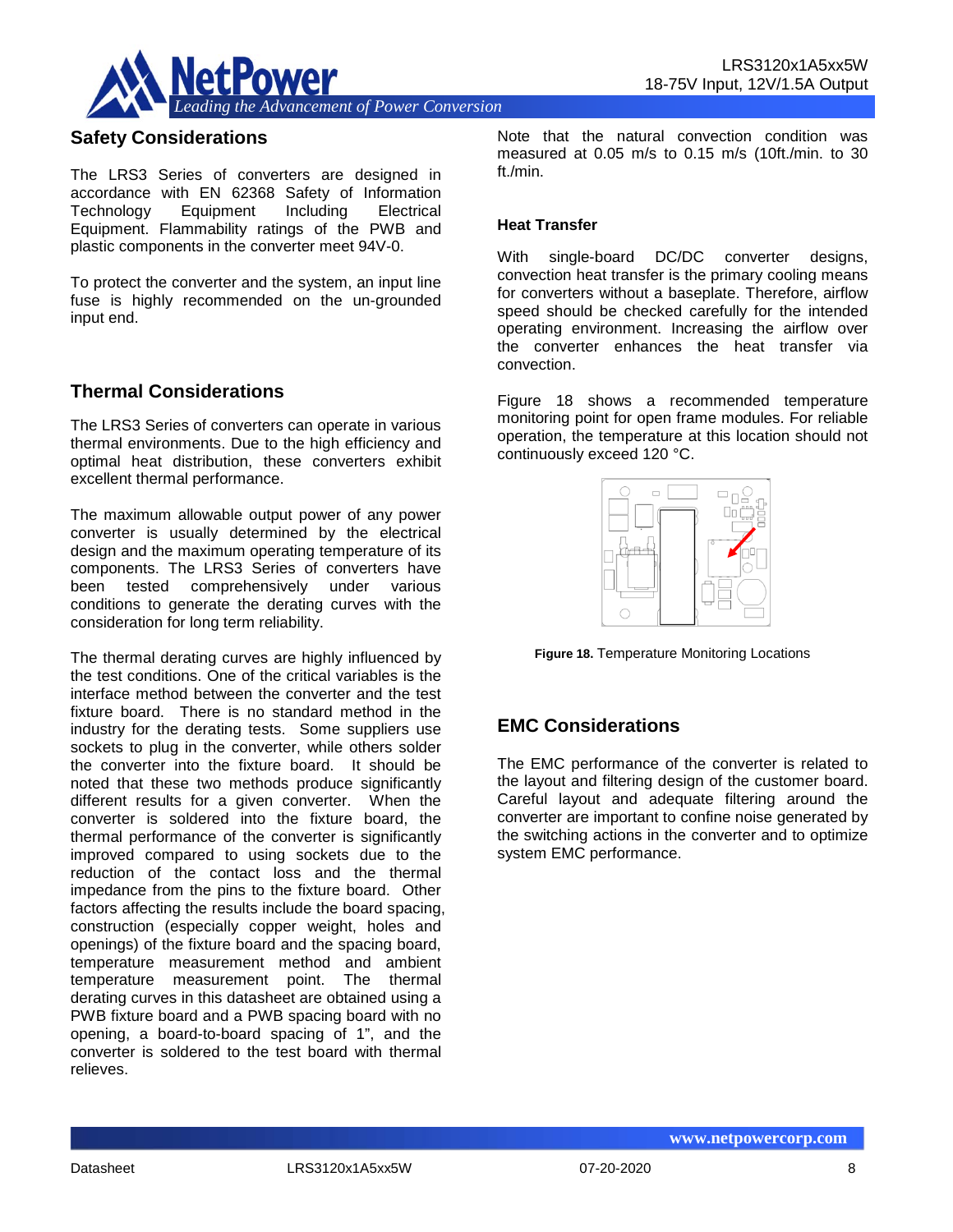## Safety Considerations

The LRS3 Series of converters are designed in accordance with EN 62368 Safety of Information Technology Equipment Including Electrical Equipment. Flammability ratings of the PWB and plastic components in the converter meet 94V-0.

To protect the converter and the system, an input line fuse is highly recommended on the un-grounded input end.

## Thermal Considerations

The LRS3 Series of converters can operate in various thermal environments. Due to the high efficiency and optimal heat distribution, these converters exhibit excellent thermal performance.

The maximum allowable output power of any power converter is usually determined by the electrical design and the maximum operating temperature of its components. The LRS3 Series of converters have been tested comprehensively under various conditions to generate the derating curves with the consideration for long term reliability.

The thermal derating curves are highly influenced by the test conditions. One of the critical variables is the interface method between the converter and the test fixture board. There is no standard method in the industry for the derating tests. Some suppliers use sockets to plug in the converter, while others solder the converter into the fixture board. It should be noted that these two methods produce significantly different results for a given converter. When the converter is soldered into the fixture board, the thermal performance of the converter is significantly improved compared to using sockets due to the reduction of the contact loss and the thermal impedance from the pins to the fixture board. Other factors affecting the results include the board spacing, construction (especially copper weight, holes and openings) of the fixture board and the spacing board, temperature measurement method and ambient temperature measurement point. The thermal derating curves in this datasheet are obtained using a PWB fixture board and a PWB spacing board with no opening, a board-to-board spacing of 1", and the converter is soldered to the test board with thermal relieves.

Note that the natural convection condition was measured at 0.05 m/s to 0.15 m/s (10ft./min. to 30 ft./min.

### Heat Transfer

With single-board DC/DC converter designs, convection heat transfer is the primary cooling means for converters without a baseplate. Therefore, airflow speed should be checked carefully for the intended operating environment. Increasing the airflow over the converter enhances the heat transfer via convection.

Figure 18 shows a recommended temperature monitoring point for open frame modules. For reliable operation, the temperature at this location should not continuously exceed 120 °C.

**Figure 18.** Temperature Monitoring Locations

## EMC Considerations

The EMC performance of the converter is related to the layout and filtering design of the customer board. Careful layout and adequate filtering around the converter are important to confine noise generated by the switching actions in the converter and to optimize system EMC performance.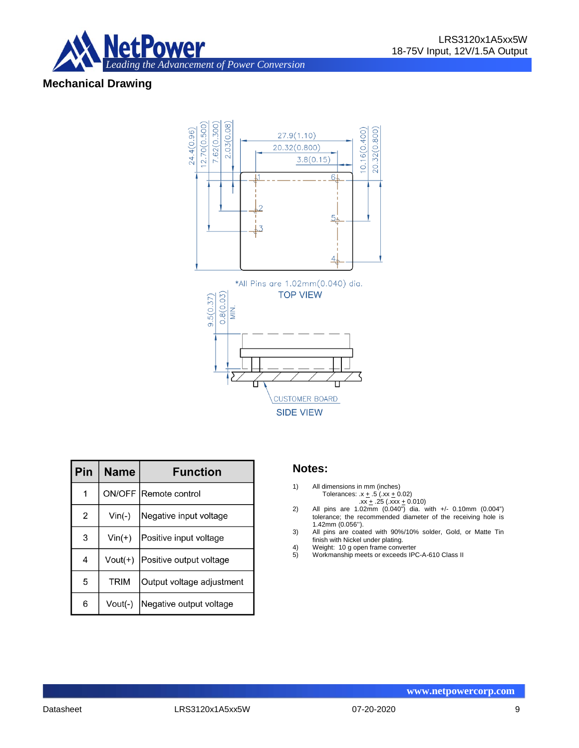## Mechanical Drawing

24.4(0.96)
12.70(0.500)
7.62(0.300)
2.03(0.08)
27.9(1.10)
20.32(0.800)
3.8(0.15)
10.16(0.400)
20.32(0.800)
1
2
3
4
5
6

*All Pins are 1.02mm(0.040) dia.

TOP VIEW

9.5(0.37)
0.8(0.03)
MIN.

CUSTOMER BOARD

SIDE VIEW

| Pin | Name | Function |
|---|---|---|
| 1 | ON/OFF | Remote control |
| 2 | Vin(-) | Negative input voltage |
| 3 | Vin(+) | Positive input voltage |
| 4 | Vout(+) | Positive output voltage |
| 5 | TRIM | Output voltage adjustment |
| 6 | Vout(-) | Negative output voltage |

### Notes:

1) All dimensions in mm (inches)
   Tolerances: .x ± .5 (.xx ± 0.02)
   .xx ± .25 (.xxx ± 0.010)
2) All pins are 1.02mm (0.040") dia. with +/- 0.10mm (0.004") tolerance; the recommended diameter of the receiving hole is 1.42mm (0.056").
3) All pins are coated with 90%/10% solder, Gold, or Matte Tin finish with Nickel under plating.
4) Weight: 10 g open frame converter
5) Workmanship meets or exceeds IPC-A-610 Class II